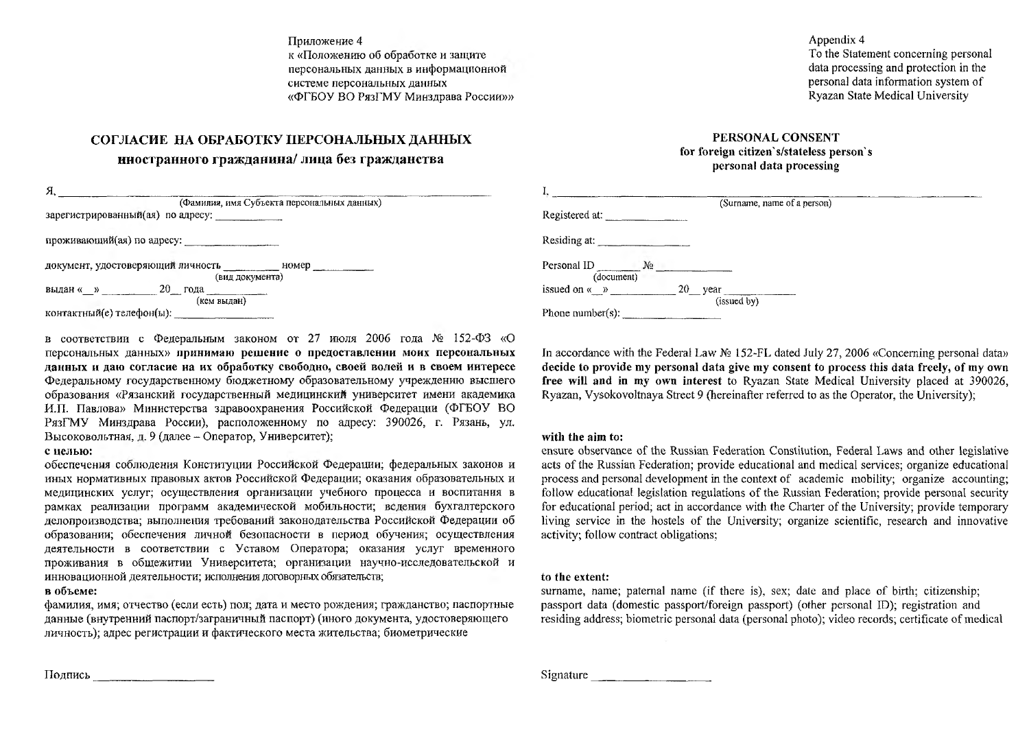Приложение 4
к «Положению об обработке и защите персональных данных в информационной системе персональных данных «ФГБОУ ВО РязГМУ Минздрава России»»

## СОГЛАСИЕ НА ОБРАБОТКУ ПЕРСОНАЛЬНЫХ ДАННЫХ иностранного гражданина/ лица без гражданства

Я, ______________________________________________
(Фамилия, имя Субъекта персональных данных)

зарегистрированный(ая) по адресу: ____________

проживающий(ая) по адресу: _________________

документ, удостоверяющий личность _________ номер __________
(вид документа)

выдан «__» _________ 20__ года _________
(кем выдан)

контактный(е) телефон(ы): ________________

в соответствии с Федеральным законом от 27 июля 2006 года № 152-ФЗ «О персональных данных» **принимаю решение о предоставлении моих персональных данных и даю согласие на их обработку свободно, своей волей и в своем интересе** Федеральному государственному бюджетному образовательному учреждению высшего образования «Рязанский государственный медицинский университет имени академика И.П. Павлова» Министерства здравоохранения Российской Федерации (ФГБОУ ВО РязГМУ Минздрава России), расположенному по адресу: 390026, г. Рязань, ул. Высоковольтная, д. 9 (далее – Оператор, Университет);

**с целью:**

обеспечения соблюдения Конституции Российской Федерации; федеральных законов и иных нормативных правовых актов Российской Федерации; оказания образовательных и медицинских услуг; осуществления организации учебного процесса и воспитания в рамках реализации программ академической мобильности; ведения бухгалтерского делопроизводства; выполнения требований законодательства Российской Федерации об образовании; обеспечения личной безопасности в период обучения; осуществления деятельности в соответствии с Уставом Оператора; оказания услуг временного проживания в общежитии Университета; организации научно-исследовательской и инновационной деятельности; исполнения договорных обязательств;

**в объеме:**

фамилия, имя; отчество (если есть) пол; дата и место рождения; гражданство; паспортные данные (внутренний паспорт/заграничный паспорт) (иного документа, удостоверяющего личность); адрес регистрации и фактического места жительства; биометрические

Подпись ____________________

Appendix 4
To the Statement concerning personal data processing and protection in the personal data information system of Ryazan State Medical University

## PERSONAL CONSENT for foreign citizen`s/stateless person`s personal data processing

I, ______________________________________________
(Surname, name of a person)

Registered at: ______________

Residing at: ________________

Personal ID _______ № ____________
(document)

issued on «__» __________ 20__ year ____________
(issued by)

Phone number(s): ________________

In accordance with the Federal Law № 152-FL dated July 27, 2006 «Concerning personal data» **decide to provide my personal data give my consent to process this data freely, of my own free will and in my own interest** to Ryazan State Medical University placed at 390026, Ryazan, Vysokovoltnaya Street 9 (hereinafter referred to as the Operator, the University);

**with the aim to:**

ensure observance of the Russian Federation Constitution, Federal Laws and other legislative acts of the Russian Federation; provide educational and medical services; organize educational process and personal development in the context of academic mobility; organize accounting; follow educational legislation regulations of the Russian Federation; provide personal security for educational period; act in accordance with the Charter of the University; provide temporary living service in the hostels of the University; organize scientific, research and innovative activity; follow contract obligations;

**to the extent:**

surname, name; paternal name (if there is), sex; date and place of birth; citizenship; passport data (domestic passport/foreign passport) (other personal ID); registration and residing address; biometric personal data (personal photo); video records; certificate of medical

Signature ____________________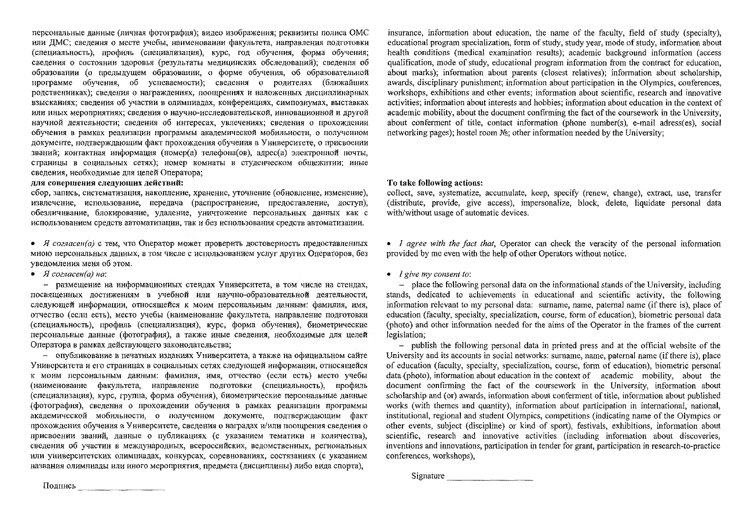персональные данные (личная фотография); видео изображения; реквизиты полиса ОМС или ДМС; сведения о месте учебы, наименовании факультета, направления подготовки (специальность), профиль (специализация), курс, год обучения, форма обучения; сведения о состоянии здоровья (результаты медицинских обследований); сведения об образовании (о предыдущем образовании, о форме обучения, об образовательной программе обучения, об успеваемости); сведения о родителях (ближайших родственниках); сведения о награждениях, поощрениях и наложенных дисциплинарных взысканиях; сведения об участии в олимпиадах, конференциях, симпозиумах, выставках или иных мероприятиях; сведения о научно-исследовательской, инновационной и другой научной деятельности; сведения об интересах, увлечениях; сведения о прохождении обучения в рамках реализации программы академической мобильности, о полученном документе, подтверждающим факт прохождения обучения в Университете, о присвоении званий; контактная информация (номер(а) телефона(ов), адрес(а) электронной почты, страницы в социальных сетях); номер комнаты в студенческом общежитии; иные сведения, необходимые для целей Оператора;

**для совершения следующих действий:**

сбор, запись, систематизация, накопление, хранение, уточнение (обновление, изменение), извлечение, использование, передача (распространение, предоставление, доступ), обезличивание, блокирование, удаление, уничтожение персональных данных как с использованием средств автоматизации, так и без использования средств автоматизации.

- *Я согласен(а)* с тем, что Оператор может проверить достоверность предоставленных мною персональных данных, в том числе с использованием услуг других Операторов, без уведомления меня об этом.
- *Я согласен(а) на*:

  – размещение на информационных стендах Университета, в том числе на стендах, посвященных достижениям в учебной или научно-образовательной деятельности, следующей информации, относящейся к моим персональным данным: фамилия, имя, отчество (если есть), место учебы (наименование факультета, направление подготовки (специальность), профиль (специализация), курс, форма обучения), биометрические персональные данные (фотография), а также иные сведения, необходимые для целей Оператора в рамках действующего законодательства;

  – опубликование в печатных изданиях Университета, а также на официальном сайте Университета и его страницах в социальных сетях следующей информации, относящейся к моим персональным данным: фамилия, имя, отчество (если есть) место учебы (наименование факультета, направление подготовки (специальность), профиль (специализация), курс, группа, форма обучения), биометрические персональные данные (фотография), сведения о прохождении обучения в рамках реализации программы академической мобильности, о полученном документе, подтверждающим факт прохождения обучения в Университете, сведения о наградах и/или поощрения сведения о присвоении званий, данные о публикациях (с указанием тематики и количества), сведения об участии в международных, всероссийских, ведомственных, региональных или университетских олимпиадах, конкурсах, соревнованиях, состязаниях (с указанием названия олимпиады или иного мероприятия, предмета (дисциплины) либо вида спорта),

Подпись ____________________

insurance, information about education, the name of the faculty, field of study (specialty), educational program specialization, form of study, study year, mode of study, information about health conditions (medical examination results); academic background information (access qualification, mode of study, educational program information from the contract for education, about marks); information about parents (closest relatives); information about scholarship, awards, disciplinary punishment; information about participation in the Olympics, conferences, workshops, exhibitions and other events; information about scientific, research and innovative activities; information about interests and hobbies; information about education in the context of academic mobility, about the document confirming the fact of the coursework in the University, about conferment of title, contact information (phone number(s), e-mail adress(es), social networking pages); hostel room №; other information needed by the University;

**To take following actions:**

collect, save, systematize, accumulate, keep, specify (renew, change), extract, use, transfer (distribute, provide, give access), impersonalize, block, delete, liquidate personal data with/without usage of automatic devices.

- *I agree with the fact that*, Operator can check the veracity of the personal information provided by me even with the help of other Operators without notice.
- *I give my consent to*:

  – place the following personal data on the informational stands of the University, including stands, dedicated to achievements in educational and scientific activity, the following information relevant to my personal data: surname, name, paternal name (if there is), place of education (faculty, specialty, specialization, course, form of education), biometric personal data (photo) and other information needed for the aims of the Operator in the frames of the current legislation;

  – publish the following personal data in printed press and at the official website of the University and its accounts in social networks: surname, name, paternal name (if there is), place of education (faculty, specialty, specialization, course, form of education), biometric personal data (photo), information about education in the context of academic mobility, about the document confirming the fact of the coursework in the University, information about scholarship and (or) awards, information about conferment of title, information about published works (with themes and quantity), information about participation in international, national, institutional, regional and student Olympics, competitions (indicating name of the Olympics or other events, subject (discipline) or kind of sport), festivals, exhibitions, information about scientific, research and innovative activities (including information about discoveries, inventions and innovations, participation in tender for grant, participation in research-to-practice conferences, workshops),

Signature ____________________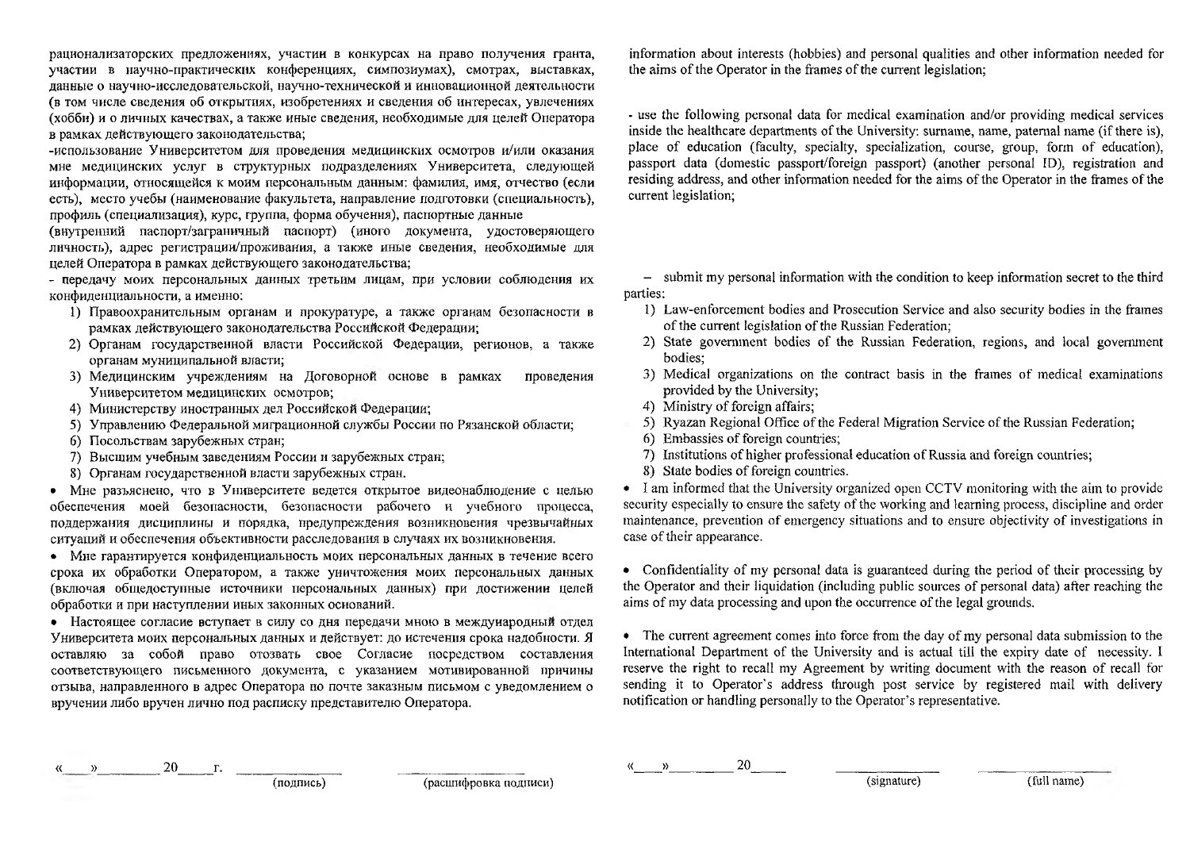рационализаторских предложениях, участии в конкурсах на право получения гранта, участии в научно-практических конференциях, симпозиумах), смотрах, выставках, данные о научно-исследовательской, научно-технической и инновационной деятельности (в том числе сведения об открытиях, изобретениях и сведения об интересах, увлечениях (хобби) и о личных качествах, а также иные сведения, необходимые для целей Оператора в рамках действующего законодательства;

-использование Университетом для проведения медицинских осмотров и/или оказания мне медицинских услуг в структурных подразделениях Университета, следующей информации, относящейся к моим персональным данным: фамилия, имя, отчество (если есть), место учебы (наименование факультета, направление подготовки (специальность), профиль (специализация), курс, группа, форма обучения), паспортные данные (внутренний паспорт/заграничный паспорт) (иного документа, удостоверяющего личность), адрес регистрации/проживания, а также иные сведения, необходимые для целей Оператора в рамках действующего законодательства;

- передачу моих персональных данных третьим лицам, при условии соблюдения их конфиденциальности, а именно:
  1) Правоохранительным органам и прокуратуре, а также органам безопасности в рамках действующего законодательства Российской Федерации;
  2) Органам государственной власти Российской Федерации, регионов, а также органам муниципальной власти;
  3) Медицинским учреждениям на Договорной основе в рамках проведения Университетом медицинских осмотров;
  4) Министерству иностранных дел Российской Федерации;
  5) Управлению Федеральной миграционной службы России по Рязанской области;
  6) Посольствам зарубежных стран;
  7) Высшим учебным заведениям России и зарубежных стран;
  8) Органам государственной власти зарубежных стран.

- Мне разъяснено, что в Университете ведется открытое видеонаблюдение с целью обеспечения моей безопасности, безопасности рабочего и учебного процесса, поддержания дисциплины и порядка, предупреждения возникновения чрезвычайных ситуаций и обеспечения объективности расследования в случаях их возникновения.
- Мне гарантируется конфиденциальность моих персональных данных в течение всего срока их обработки Оператором, а также уничтожения моих персональных данных (включая общедоступные источники персональных данных) при достижении целей обработки и при наступлении иных законных оснований.
- Настоящее согласие вступает в силу со дня передачи мною в международный отдел Университета моих персональных данных и действует: до истечения срока надобности. Я оставляю за собой право отозвать свое Согласие посредством составления соответствующего письменного документа, с указанием мотивированной причины отзыва, направленного в адрес Оператора по почте заказным письмом с уведомлением о вручении либо вручен лично под расписку представителю Оператора.

«____»__________ 20_____ г. _______________ _______________

(подпись) (расшифровка подписи)

information about interests (hobbies) and personal qualities and other information needed for the aims of the Operator in the frames of the current legislation;

- use the following personal data for medical examination and/or providing medical services inside the healthcare departments of the University: surname, name, paternal name (if there is), place of education (faculty, specialty, specialization, course, group, form of education), passport data (domestic passport/foreign passport) (another personal ID), registration and residing address, and other information needed for the aims of the Operator in the frames of the current legislation;

– submit my personal information with the condition to keep information secret to the third parties:
  1) Law-enforcement bodies and Prosecution Service and also security bodies in the frames of the current legislation of the Russian Federation;
  2) State government bodies of the Russian Federation, regions, and local government bodies;
  3) Medical organizations on the contract basis in the frames of medical examinations provided by the University;
  4) Ministry of foreign affairs;
  5) Ryazan Regional Office of the Federal Migration Service of the Russian Federation;
  6) Embassies of foreign countries;
  7) Institutions of higher professional education of Russia and foreign countries;
  8) State bodies of foreign countries.

- I am informed that the University organized open CCTV monitoring with the aim to provide security especially to ensure the safety of the working and learning process, discipline and order maintenance, prevention of emergency situations and to ensure objectivity of investigations in case of their appearance.
- Confidentiality of my personal data is guaranteed during the period of their processing by the Operator and their liquidation (including public sources of personal data) after reaching the aims of my data processing and upon the occurrence of the legal grounds.
- The current agreement comes into force from the day of my personal data submission to the International Department of the University and is actual till the expiry date of necessity. I reserve the right to recall my Agreement by writing document with the reason of recall for sending it to Operator's address through post service by registered mail with delivery notification or handling personally to the Operator's representative.

«____»__________ 20_____ _______________ _______________

(signature) (full name)